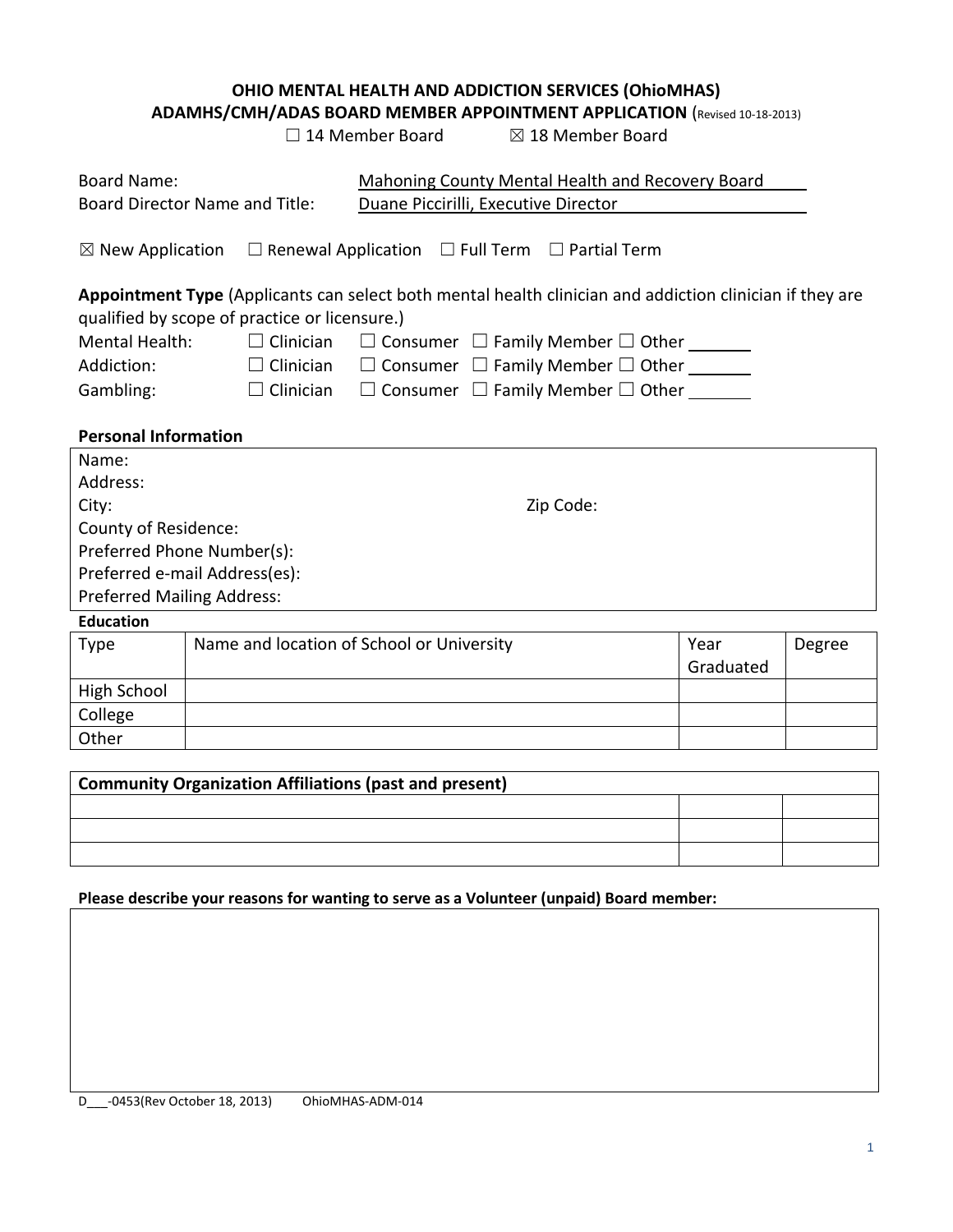**OHIO MENTAL HEALTH AND ADDICTION SERVICES (OhioMHAS)**
**ADAMHS/CMH/ADAS BOARD MEMBER APPOINTMENT APPLICATION** (Revised 10-18-2013)

☐ 14 Member Board ☒ 18 Member Board

Board Name: Mahoning County Mental Health and Recovery Board
Board Director Name and Title: Duane Piccirilli, Executive Director

☒ New Application ☐ Renewal Application ☐ Full Term ☐ Partial Term

**Appointment Type** (Applicants can select both mental health clinician and addiction clinician if they are qualified by scope of practice or licensure.)

Mental Health: ☐ Clinician ☐ Consumer ☐ Family Member ☐ Other ______
Addiction: ☐ Clinician ☐ Consumer ☐ Family Member ☐ Other ______
Gambling: ☐ Clinician ☐ Consumer ☐ Family Member ☐ Other ______

**Personal Information**

Name:
Address:
City: Zip Code:
County of Residence:
Preferred Phone Number(s):
Preferred e-mail Address(es):
Preferred Mailing Address:

**Education**

| Type | Name and location of School or University | Year Graduated | Degree |
|---|---|---|---|
| High School | | | |
| College | | | |
| Other | | | |

| Community Organization Affiliations (past and present) | | |
|---|---|---|
| | | |
| | | |
| | | |

**Please describe your reasons for wanting to serve as a Volunteer (unpaid) Board member:**

D___-0453(Rev October 18, 2013) OhioMHAS-ADM-014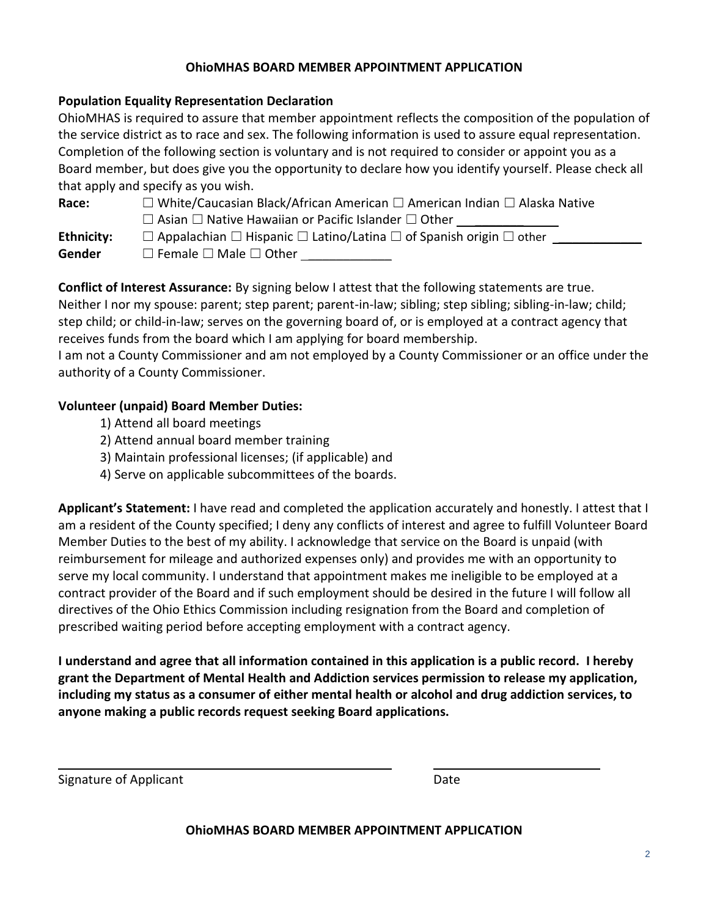**OhioMHAS BOARD MEMBER APPOINTMENT APPLICATION**

**Population Equality Representation Declaration**

OhioMHAS is required to assure that member appointment reflects the composition of the population of the service district as to race and sex. The following information is used to assure equal representation. Completion of the following section is voluntary and is not required to consider or appoint you as a Board member, but does give you the opportunity to declare how you identify yourself. Please check all that apply and specify as you wish.

**Race:** ☐ White/Caucasian Black/African American ☐ American Indian ☐ Alaska Native ☐ Asian ☐ Native Hawaiian or Pacific Islander ☐ Other ____________

**Ethnicity:** ☐ Appalachian ☐ Hispanic ☐ Latino/Latina ☐ of Spanish origin ☐ other ____________

**Gender** ☐ Female ☐ Male ☐ Other ____________

**Conflict of Interest Assurance:** By signing below I attest that the following statements are true. Neither I nor my spouse: parent; step parent; parent-in-law; sibling; step sibling; sibling-in-law; child; step child; or child-in-law; serves on the governing board of, or is employed at a contract agency that receives funds from the board which I am applying for board membership.

I am not a County Commissioner and am not employed by a County Commissioner or an office under the authority of a County Commissioner.

**Volunteer (unpaid) Board Member Duties:**

1) Attend all board meetings
2) Attend annual board member training
3) Maintain professional licenses; (if applicable) and
4) Serve on applicable subcommittees of the boards.

**Applicant's Statement:** I have read and completed the application accurately and honestly. I attest that I am a resident of the County specified; I deny any conflicts of interest and agree to fulfill Volunteer Board Member Duties to the best of my ability. I acknowledge that service on the Board is unpaid (with reimbursement for mileage and authorized expenses only) and provides me with an opportunity to serve my local community. I understand that appointment makes me ineligible to be employed at a contract provider of the Board and if such employment should be desired in the future I will follow all directives of the Ohio Ethics Commission including resignation from the Board and completion of prescribed waiting period before accepting employment with a contract agency.

**I understand and agree that all information contained in this application is a public record. I hereby grant the Department of Mental Health and Addiction services permission to release my application, including my status as a consumer of either mental health or alcohol and drug addiction services, to anyone making a public records request seeking Board applications.**

______________________________ ______________________

Signature of Applicant Date

**OhioMHAS BOARD MEMBER APPOINTMENT APPLICATION**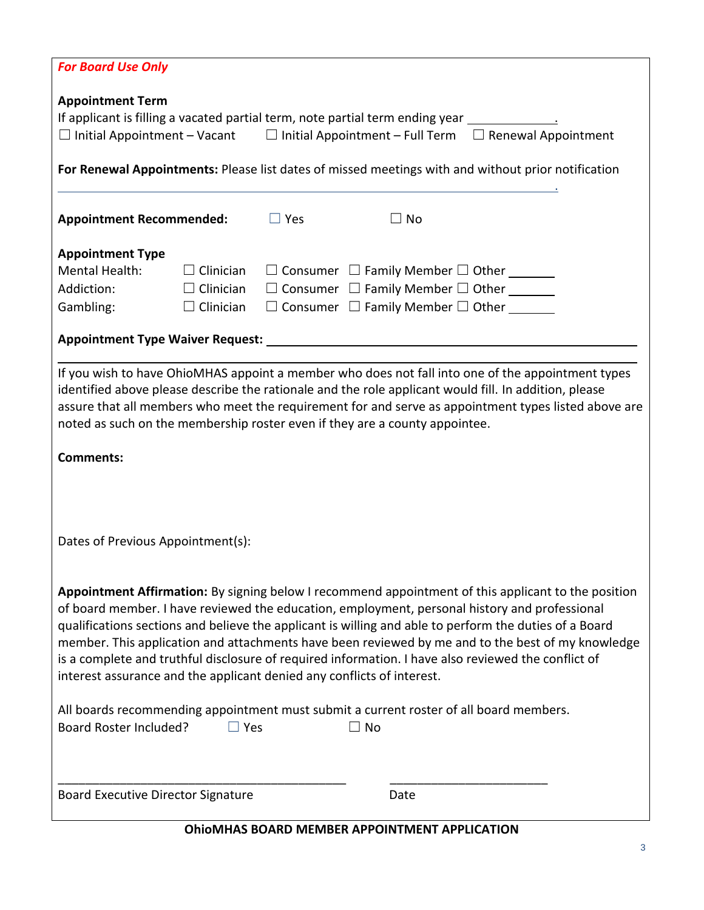*For Board Use Only*

**Appointment Term**

If applicant is filling a vacated partial term, note partial term ending year ____________.

☐ Initial Appointment – Vacant ☐ Initial Appointment – Full Term ☐ Renewal Appointment

**For Renewal Appointments:** Please list dates of missed meetings with and without prior notification

______________________________________________________________________________.

**Appointment Recommended:** ☐ Yes ☐ No

**Appointment Type**

| | | | | |
|---|---|---|---|---|
| Mental Health: | ☐ Clinician | ☐ Consumer | ☐ Family Member | ☐ Other ______ |
| Addiction: | ☐ Clinician | ☐ Consumer | ☐ Family Member | ☐ Other ______ |
| Gambling: | ☐ Clinician | ☐ Consumer | ☐ Family Member | ☐ Other ______ |

**Appointment Type Waiver Request:** ______________________________________________

______________________________________________________________________________

If you wish to have OhioMHAS appoint a member who does not fall into one of the appointment types identified above please describe the rationale and the role applicant would fill. In addition, please assure that all members who meet the requirement for and serve as appointment types listed above are noted as such on the membership roster even if they are a county appointee.

**Comments:**

Dates of Previous Appointment(s):

**Appointment Affirmation:** By signing below I recommend appointment of this applicant to the position of board member. I have reviewed the education, employment, personal history and professional qualifications sections and believe the applicant is willing and able to perform the duties of a Board member. This application and attachments have been reviewed by me and to the best of my knowledge is a complete and truthful disclosure of required information. I have also reviewed the conflict of interest assurance and the applicant denied any conflicts of interest.

All boards recommending appointment must submit a current roster of all board members.

Board Roster Included? ☐ Yes ☐ No

_____________________________________________ ________________________

Board Executive Director Signature Date

**OhioMHAS BOARD MEMBER APPOINTMENT APPLICATION**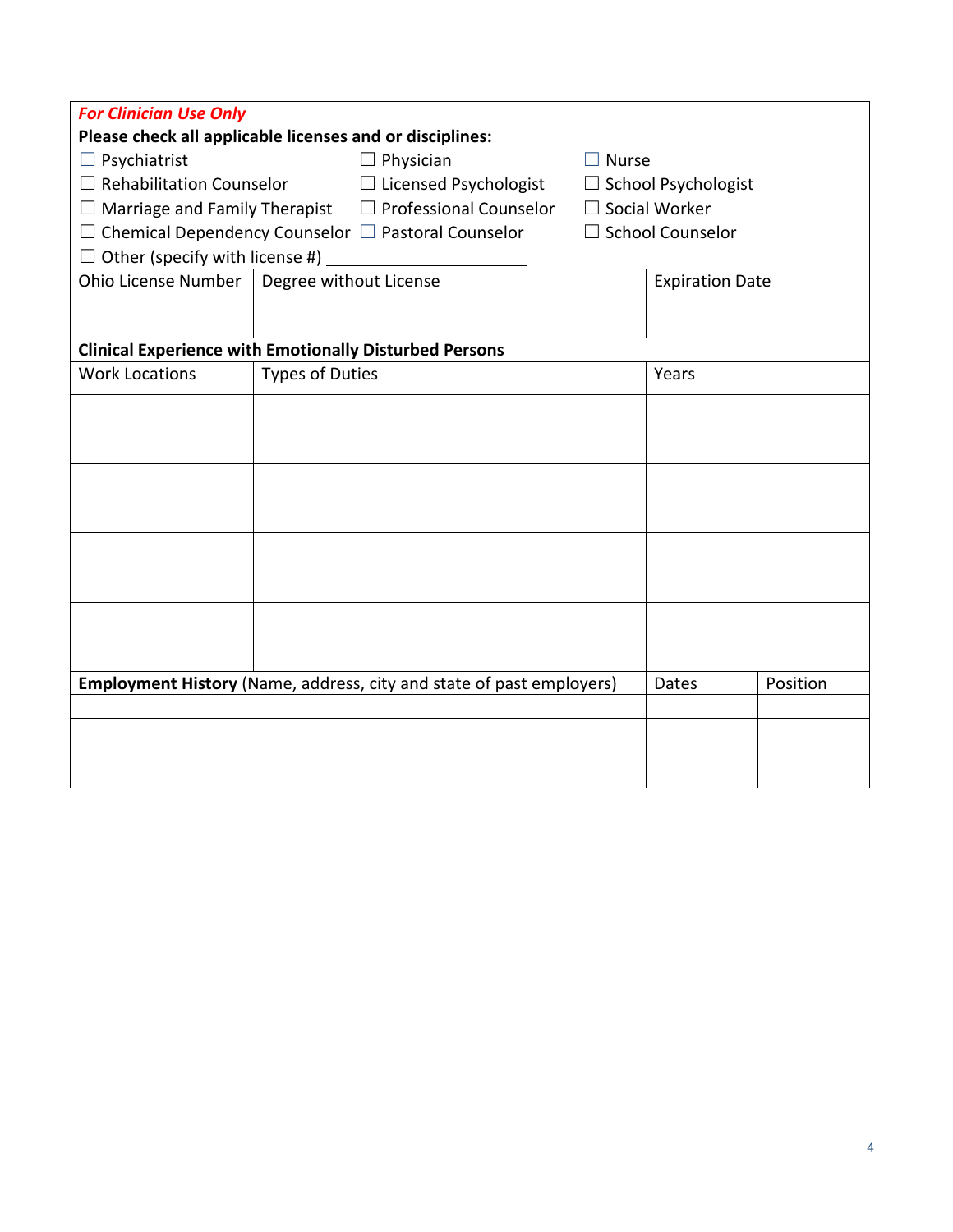***For Clinician Use Only***

**Please check all applicable licenses and or disciplines:**

☐ Psychiatrist ☐ Physician ☐ Nurse

☐ Rehabilitation Counselor ☐ Licensed Psychologist ☐ School Psychologist

☐ Marriage and Family Therapist ☐ Professional Counselor ☐ Social Worker

☐ Chemical Dependency Counselor ☐ Pastoral Counselor ☐ School Counselor

☐ Other (specify with license #) ______________________

| Ohio License Number | Degree without License | Expiration Date |
|---|---|---|
| | | |

**Clinical Experience with Emotionally Disturbed Persons**

| Work Locations | Types of Duties | Years |
|---|---|---|
| | | |
| | | |
| | | |
| | | |

| **Employment History** (Name, address, city and state of past employers) | Dates | Position |
|---|---|---|
| | | |
| | | |
| | | |
| | | |